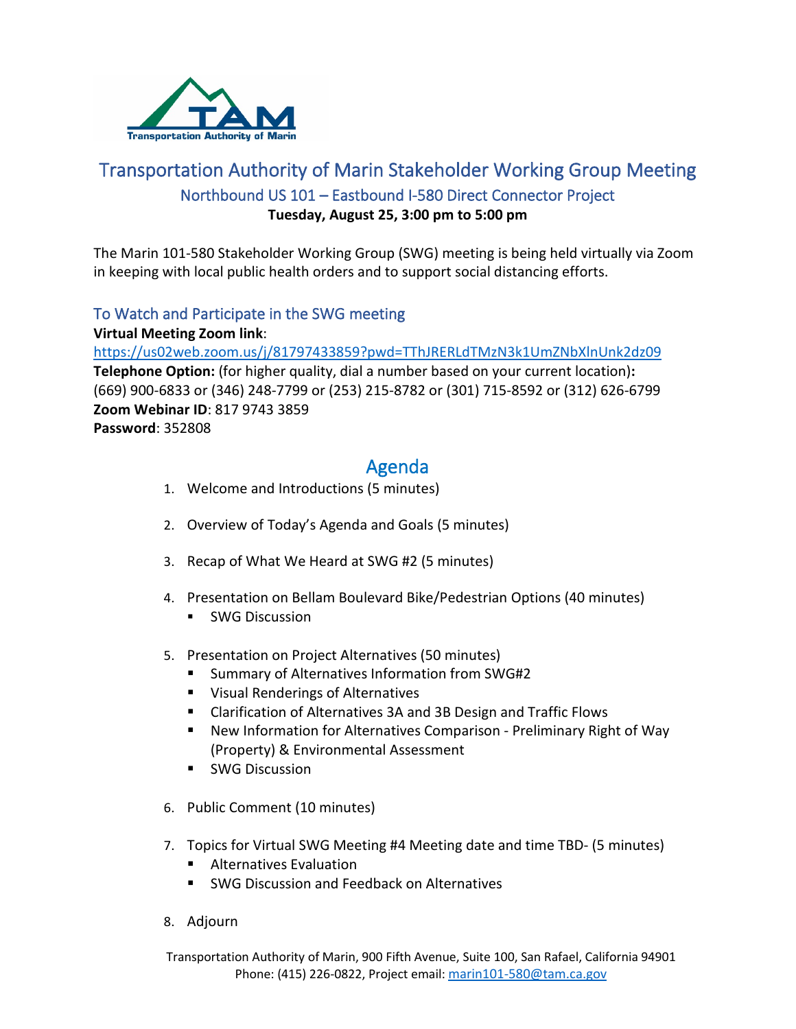# Transportation Authority of Marin Stakeholder Working Group Meeting

## Northbound US 101 – Eastbound I-580 Direct Connector Project

**Tuesday, August 25, 3:00 pm to 5:00 pm**

The Marin 101-580 Stakeholder Working Group (SWG) meeting is being held virtually via Zoom in keeping with local public health orders and to support social distancing efforts.

### To Watch and Participate in the SWG meeting

**Virtual Meeting Zoom link**:
https://us02web.zoom.us/j/81797433859?pwd=TThJRERLdTMzN3k1UmZNbXlnUnk2dz09
**Telephone Option:** (for higher quality, dial a number based on your current location)**:**
(669) 900-6833 or (346) 248-7799 or (253) 215-8782 or (301) 715-8592 or (312) 626-6799
**Zoom Webinar ID**: 817 9743 3859
**Password**: 352808

## Agenda

1. Welcome and Introductions (5 minutes)
2. Overview of Today's Agenda and Goals (5 minutes)
3. Recap of What We Heard at SWG #2 (5 minutes)
4. Presentation on Bellam Boulevard Bike/Pedestrian Options (40 minutes)
   - SWG Discussion
5. Presentation on Project Alternatives (50 minutes)
   - Summary of Alternatives Information from SWG#2
   - Visual Renderings of Alternatives
   - Clarification of Alternatives 3A and 3B Design and Traffic Flows
   - New Information for Alternatives Comparison - Preliminary Right of Way (Property) & Environmental Assessment
   - SWG Discussion
6. Public Comment (10 minutes)
7. Topics for Virtual SWG Meeting #4 Meeting date and time TBD- (5 minutes)
   - Alternatives Evaluation
   - SWG Discussion and Feedback on Alternatives
8. Adjourn

Transportation Authority of Marin, 900 Fifth Avenue, Suite 100, San Rafael, California 94901
Phone: (415) 226-0822, Project email: marin101-580@tam.ca.gov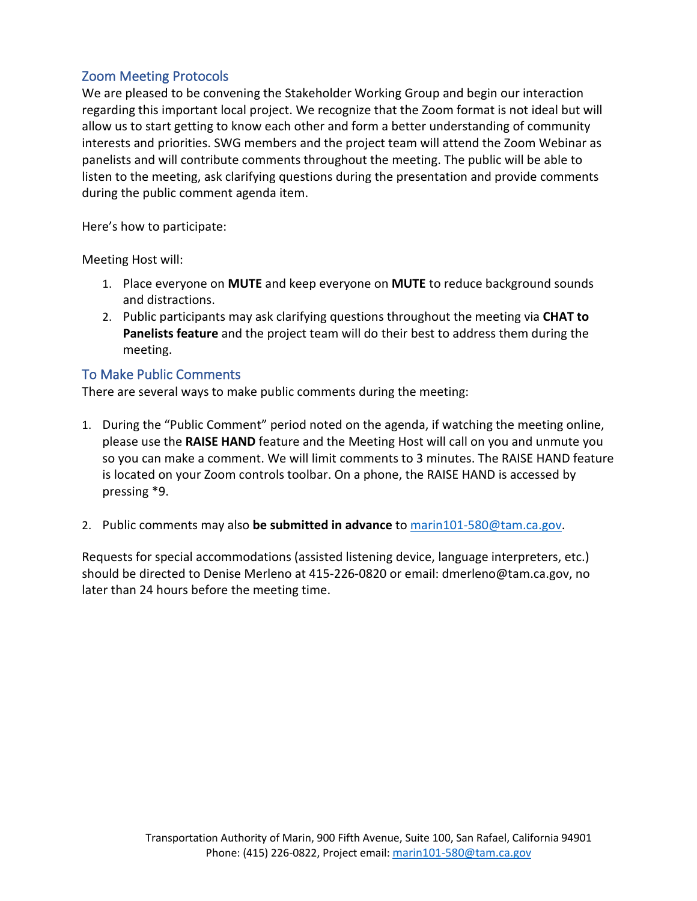## Zoom Meeting Protocols

We are pleased to be convening the Stakeholder Working Group and begin our interaction regarding this important local project. We recognize that the Zoom format is not ideal but will allow us to start getting to know each other and form a better understanding of community interests and priorities. SWG members and the project team will attend the Zoom Webinar as panelists and will contribute comments throughout the meeting. The public will be able to listen to the meeting, ask clarifying questions during the presentation and provide comments during the public comment agenda item.

Here's how to participate:

Meeting Host will:

1. Place everyone on **MUTE** and keep everyone on **MUTE** to reduce background sounds and distractions.
2. Public participants may ask clarifying questions throughout the meeting via **CHAT to Panelists feature** and the project team will do their best to address them during the meeting.

## To Make Public Comments

There are several ways to make public comments during the meeting:

1. During the "Public Comment" period noted on the agenda, if watching the meeting online, please use the **RAISE HAND** feature and the Meeting Host will call on you and unmute you so you can make a comment. We will limit comments to 3 minutes. The RAISE HAND feature is located on your Zoom controls toolbar. On a phone, the RAISE HAND is accessed by pressing *9.

2. Public comments may also **be submitted in advance** to marin101-580@tam.ca.gov.

Requests for special accommodations (assisted listening device, language interpreters, etc.) should be directed to Denise Merleno at 415-226-0820 or email: dmerleno@tam.ca.gov, no later than 24 hours before the meeting time.

Transportation Authority of Marin, 900 Fifth Avenue, Suite 100, San Rafael, California 94901
Phone: (415) 226-0822, Project email: marin101-580@tam.ca.gov